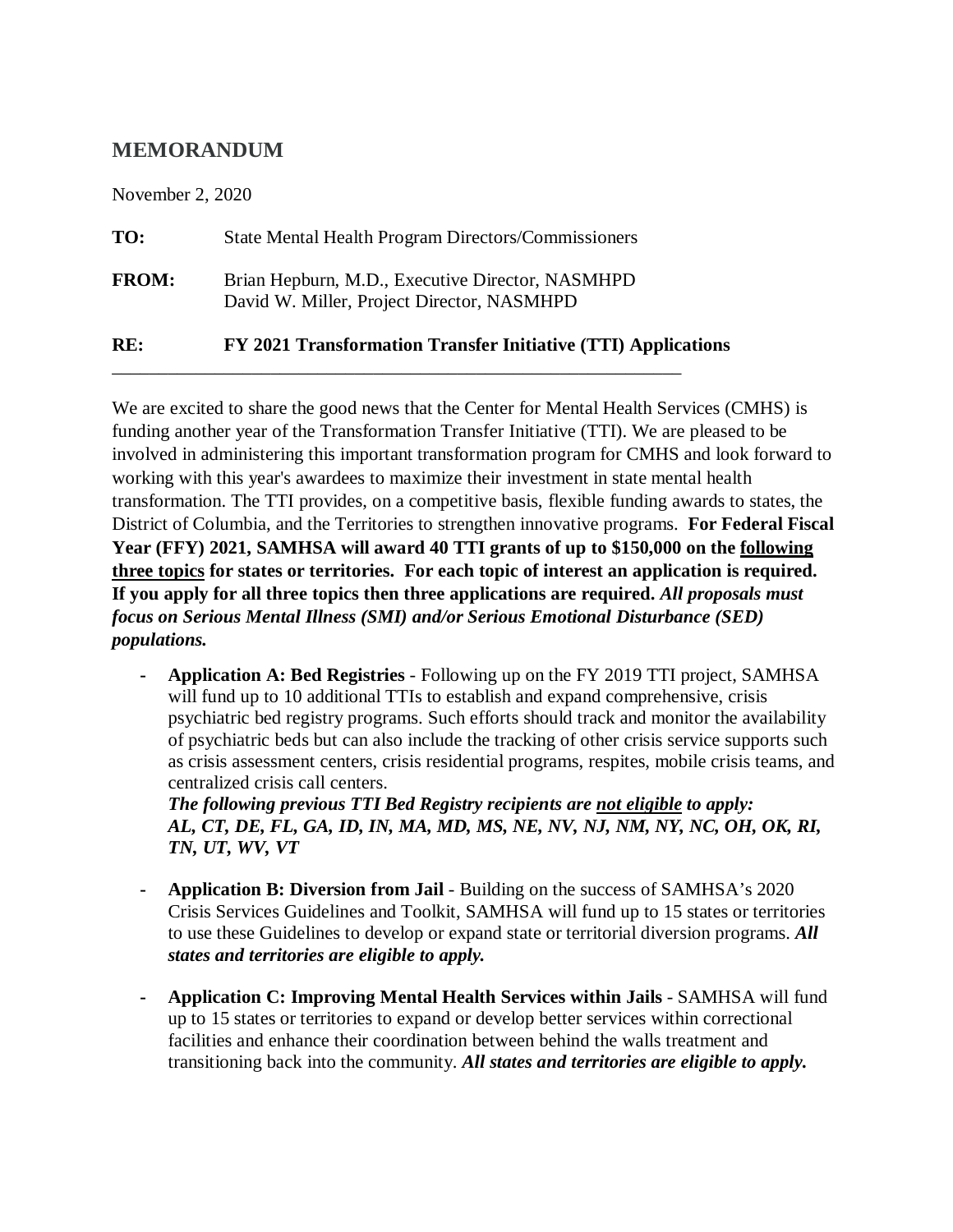## MEMORANDUM

November 2, 2020

**TO:** State Mental Health Program Directors/Commissioners

**FROM:** Brian Hepburn, M.D., Executive Director, NASMHPD
David W. Miller, Project Director, NASMHPD

**RE: FY 2021 Transformation Transfer Initiative (TTI) Applications**

---

We are excited to share the good news that the Center for Mental Health Services (CMHS) is funding another year of the Transformation Transfer Initiative (TTI). We are pleased to be involved in administering this important transformation program for CMHS and look forward to working with this year's awardees to maximize their investment in state mental health transformation. The TTI provides, on a competitive basis, flexible funding awards to states, the District of Columbia, and the Territories to strengthen innovative programs. **For Federal Fiscal Year (FFY) 2021, SAMHSA will award 40 TTI grants of up to $150,000 on the <u>following three topics</u> for states or territories. For each topic of interest an application is required. If you apply for all three topics then three applications are required.** ***All proposals must focus on Serious Mental Illness (SMI) and/or Serious Emotional Disturbance (SED) populations.***

- **Application A: Bed Registries** - Following up on the FY 2019 TTI project, SAMHSA will fund up to 10 additional TTIs to establish and expand comprehensive, crisis psychiatric bed registry programs. Such efforts should track and monitor the availability of psychiatric beds but can also include the tracking of other crisis service supports such as crisis assessment centers, crisis residential programs, respites, mobile crisis teams, and centralized crisis call centers.
  ***The following previous TTI Bed Registry recipients are <u>not eligible</u> to apply: AL, CT, DE, FL, GA, ID, IN, MA, MD, MS, NE, NV, NJ, NM, NY, NC, OH, OK, RI, TN, UT, WV, VT***

- **Application B: Diversion from Jail** - Building on the success of SAMHSA's 2020 Crisis Services Guidelines and Toolkit, SAMHSA will fund up to 15 states or territories to use these Guidelines to develop or expand state or territorial diversion programs. ***All states and territories are eligible to apply.***

- **Application C: Improving Mental Health Services within Jails** - SAMHSA will fund up to 15 states or territories to expand or develop better services within correctional facilities and enhance their coordination between behind the walls treatment and transitioning back into the community. ***All states and territories are eligible to apply.***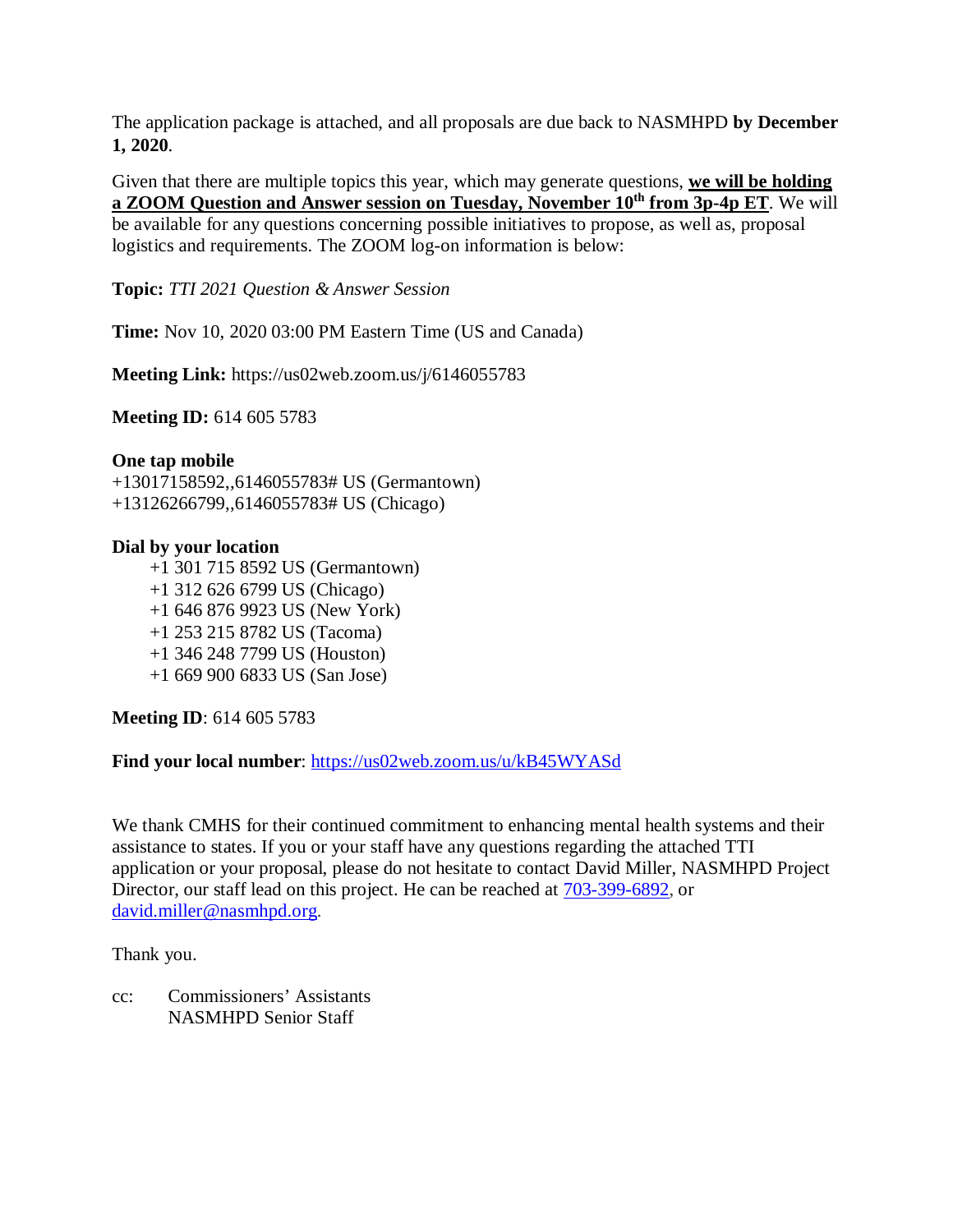The application package is attached, and all proposals are due back to NASMHPD **by December 1, 2020**.

Given that there are multiple topics this year, which may generate questions, **<u>we will be holding a ZOOM Question and Answer session on Tuesday, November 10th from 3p-4p ET</u>**. We will be available for any questions concerning possible initiatives to propose, as well as, proposal logistics and requirements. The ZOOM log-on information is below:

**Topic:** *TTI 2021 Question & Answer Session*

**Time:** Nov 10, 2020 03:00 PM Eastern Time (US and Canada)

**Meeting Link:** https://us02web.zoom.us/j/6146055783

**Meeting ID:** 614 605 5783

**One tap mobile**
+13017158592,,6146055783# US (Germantown)
+13126266799,,6146055783# US (Chicago)

**Dial by your location**

+1 301 715 8592 US (Germantown)
+1 312 626 6799 US (Chicago)
+1 646 876 9923 US (New York)
+1 253 215 8782 US (Tacoma)
+1 346 248 7799 US (Houston)
+1 669 900 6833 US (San Jose)

**Meeting ID**: 614 605 5783

**Find your local number**: https://us02web.zoom.us/u/kB45WYASd

We thank CMHS for their continued commitment to enhancing mental health systems and their assistance to states. If you or your staff have any questions regarding the attached TTI application or your proposal, please do not hesitate to contact David Miller, NASMHPD Project Director, our staff lead on this project. He can be reached at 703-399-6892, or david.miller@nasmhpd.org.

Thank you.

cc: Commissioners' Assistants
NASMHPD Senior Staff